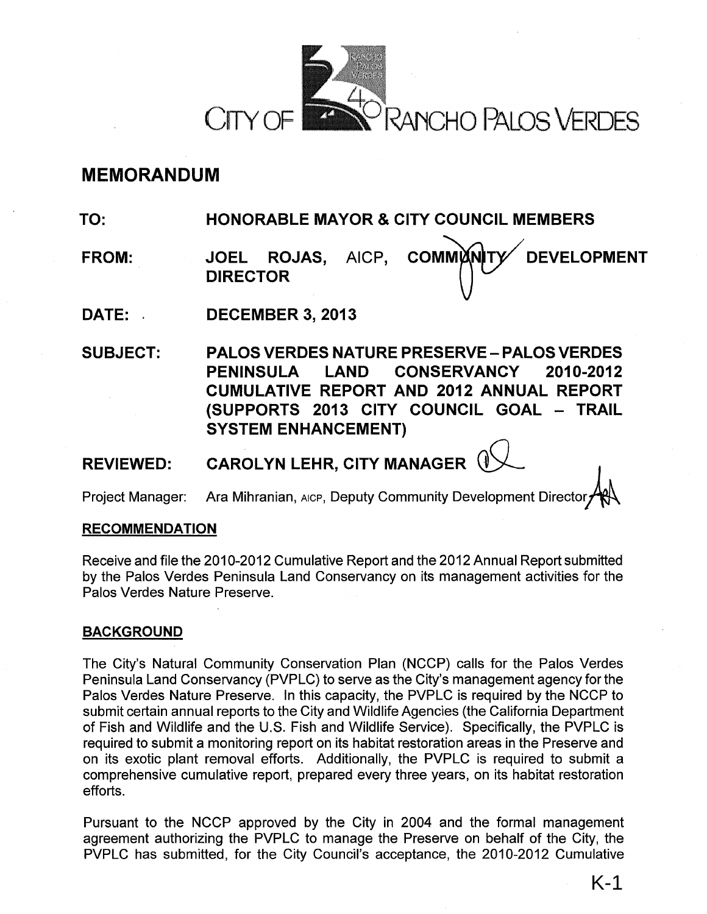CITY OF RANCHO PALOS VERDES

# MEMORANDUM

**TO:** HONORABLE MAYOR & CITY COUNCIL MEMBERS

**FROM:** JOEL ROJAS, AICP, COMMUNITY DEVELOPMENT DIRECTOR

**DATE:** DECEMBER 3, 2013

**SUBJECT:** PALOS VERDES NATURE PRESERVE – PALOS VERDES PENINSULA LAND CONSERVANCY 2010-2012 CUMULATIVE REPORT AND 2012 ANNUAL REPORT (SUPPORTS 2013 CITY COUNCIL GOAL – TRAIL SYSTEM ENHANCEMENT)

**REVIEWED:** CAROLYN LEHR, CITY MANAGER

Project Manager: Ara Mihranian, AICP, Deputy Community Development Director

## RECOMMENDATION

Receive and file the 2010-2012 Cumulative Report and the 2012 Annual Report submitted by the Palos Verdes Peninsula Land Conservancy on its management activities for the Palos Verdes Nature Preserve.

## BACKGROUND

The City's Natural Community Conservation Plan (NCCP) calls for the Palos Verdes Peninsula Land Conservancy (PVPLC) to serve as the City's management agency for the Palos Verdes Nature Preserve. In this capacity, the PVPLC is required by the NCCP to submit certain annual reports to the City and Wildlife Agencies (the California Department of Fish and Wildlife and the U.S. Fish and Wildlife Service). Specifically, the PVPLC is required to submit a monitoring report on its habitat restoration areas in the Preserve and on its exotic plant removal efforts. Additionally, the PVPLC is required to submit a comprehensive cumulative report, prepared every three years, on its habitat restoration efforts.

Pursuant to the NCCP approved by the City in 2004 and the formal management agreement authorizing the PVPLC to manage the Preserve on behalf of the City, the PVPLC has submitted, for the City Council's acceptance, the 2010-2012 Cumulative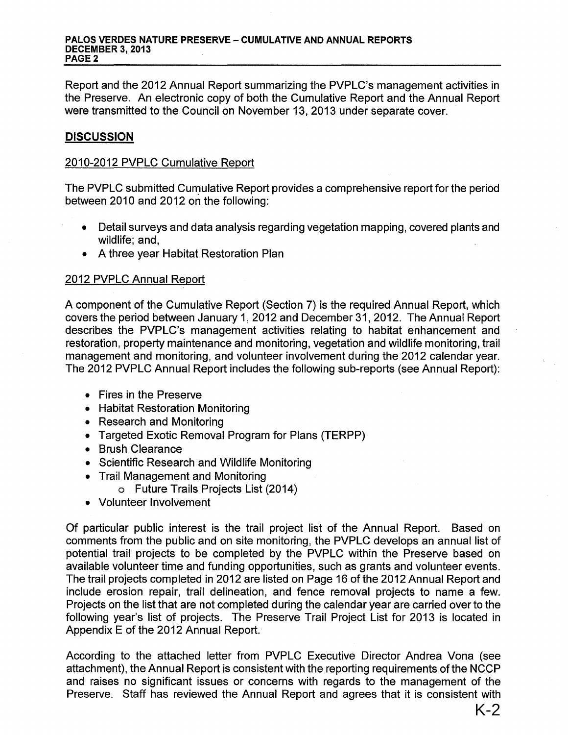Report and the 2012 Annual Report summarizing the PVPLC's management activities in the Preserve. An electronic copy of both the Cumulative Report and the Annual Report were transmitted to the Council on November 13, 2013 under separate cover.

## DISCUSSION

### 2010-2012 PVPLC Cumulative Report

The PVPLC submitted Cumulative Report provides a comprehensive report for the period between 2010 and 2012 on the following:

- Detail surveys and data analysis regarding vegetation mapping, covered plants and wildlife; and,
- A three year Habitat Restoration Plan

### 2012 PVPLC Annual Report

A component of the Cumulative Report (Section 7) is the required Annual Report, which covers the period between January 1, 2012 and December 31, 2012. The Annual Report describes the PVPLC's management activities relating to habitat enhancement and restoration, property maintenance and monitoring, vegetation and wildlife monitoring, trail management and monitoring, and volunteer involvement during the 2012 calendar year. The 2012 PVPLC Annual Report includes the following sub-reports (see Annual Report):

- Fires in the Preserve
- Habitat Restoration Monitoring
- Research and Monitoring
- Targeted Exotic Removal Program for Plans (TERPP)
- Brush Clearance
- Scientific Research and Wildlife Monitoring
- Trail Management and Monitoring
  - Future Trails Projects List (2014)
- Volunteer Involvement

Of particular public interest is the trail project list of the Annual Report. Based on comments from the public and on site monitoring, the PVPLC develops an annual list of potential trail projects to be completed by the PVPLC within the Preserve based on available volunteer time and funding opportunities, such as grants and volunteer events. The trail projects completed in 2012 are listed on Page 16 of the 2012 Annual Report and include erosion repair, trail delineation, and fence removal projects to name a few. Projects on the list that are not completed during the calendar year are carried over to the following year's list of projects. The Preserve Trail Project List for 2013 is located in Appendix E of the 2012 Annual Report.

According to the attached letter from PVPLC Executive Director Andrea Vona (see attachment), the Annual Report is consistent with the reporting requirements of the NCCP and raises no significant issues or concerns with regards to the management of the Preserve. Staff has reviewed the Annual Report and agrees that it is consistent with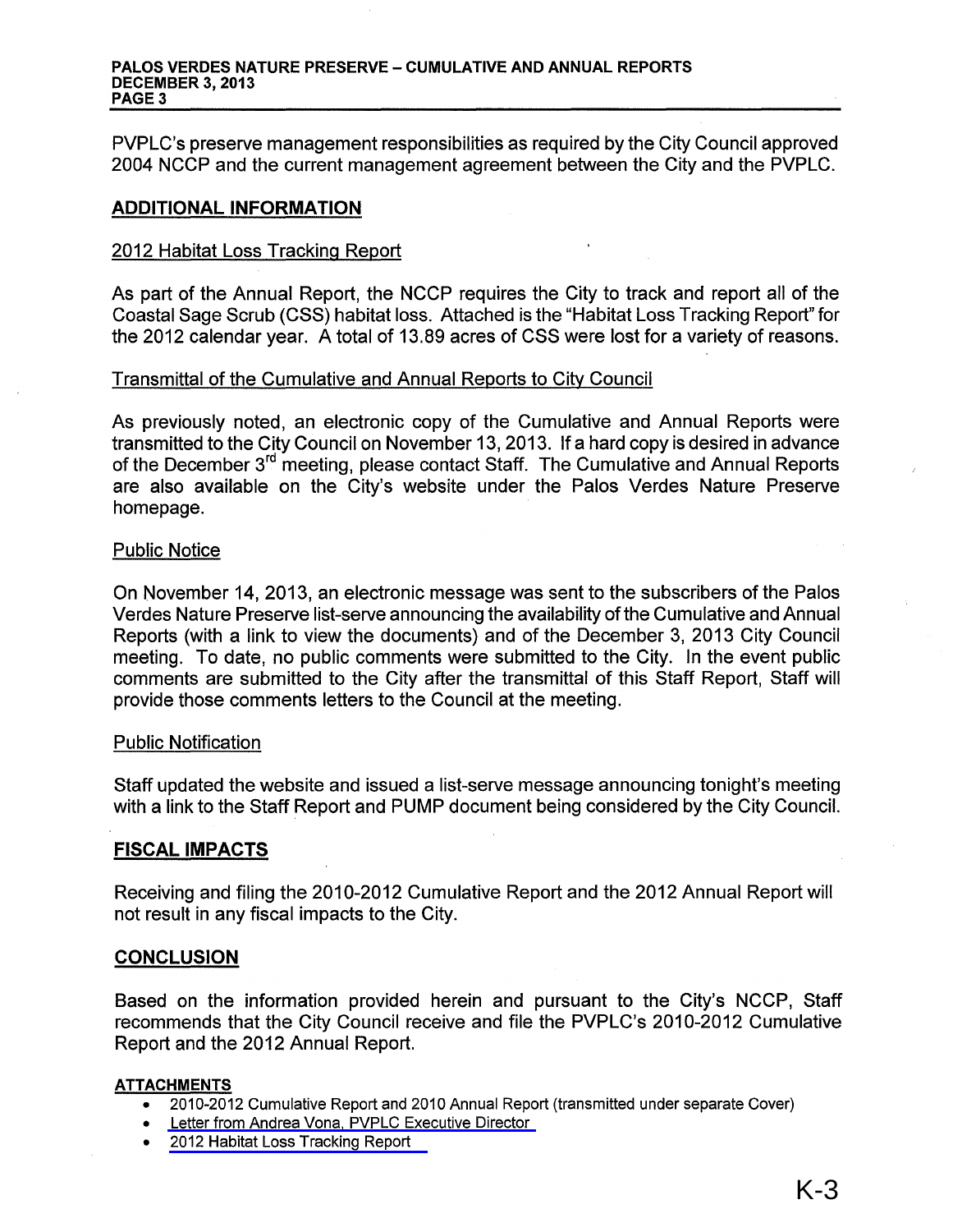PVPLC's preserve management responsibilities as required by the City Council approved 2004 NCCP and the current management agreement between the City and the PVPLC.

## ADDITIONAL INFORMATION

### 2012 Habitat Loss Tracking Report

As part of the Annual Report, the NCCP requires the City to track and report all of the Coastal Sage Scrub (CSS) habitat loss. Attached is the "Habitat Loss Tracking Report" for the 2012 calendar year. A total of 13.89 acres of CSS were lost for a variety of reasons.

### Transmittal of the Cumulative and Annual Reports to City Council

As previously noted, an electronic copy of the Cumulative and Annual Reports were transmitted to the City Council on November 13, 2013. If a hard copy is desired in advance of the December 3rd meeting, please contact Staff. The Cumulative and Annual Reports are also available on the City's website under the Palos Verdes Nature Preserve homepage.

### Public Notice

On November 14, 2013, an electronic message was sent to the subscribers of the Palos Verdes Nature Preserve list-serve announcing the availability of the Cumulative and Annual Reports (with a link to view the documents) and of the December 3, 2013 City Council meeting. To date, no public comments were submitted to the City. In the event public comments are submitted to the City after the transmittal of this Staff Report, Staff will provide those comments letters to the Council at the meeting.

### Public Notification

Staff updated the website and issued a list-serve message announcing tonight's meeting with a link to the Staff Report and PUMP document being considered by the City Council.

## FISCAL IMPACTS

Receiving and filing the 2010-2012 Cumulative Report and the 2012 Annual Report will not result in any fiscal impacts to the City.

## CONCLUSION

Based on the information provided herein and pursuant to the City's NCCP, Staff recommends that the City Council receive and file the PVPLC's 2010-2012 Cumulative Report and the 2012 Annual Report.

**ATTACHMENTS**

- 2010-2012 Cumulative Report and 2010 Annual Report (transmitted under separate Cover)
- Letter from Andrea Vona, PVPLC Executive Director
- 2012 Habitat Loss Tracking Report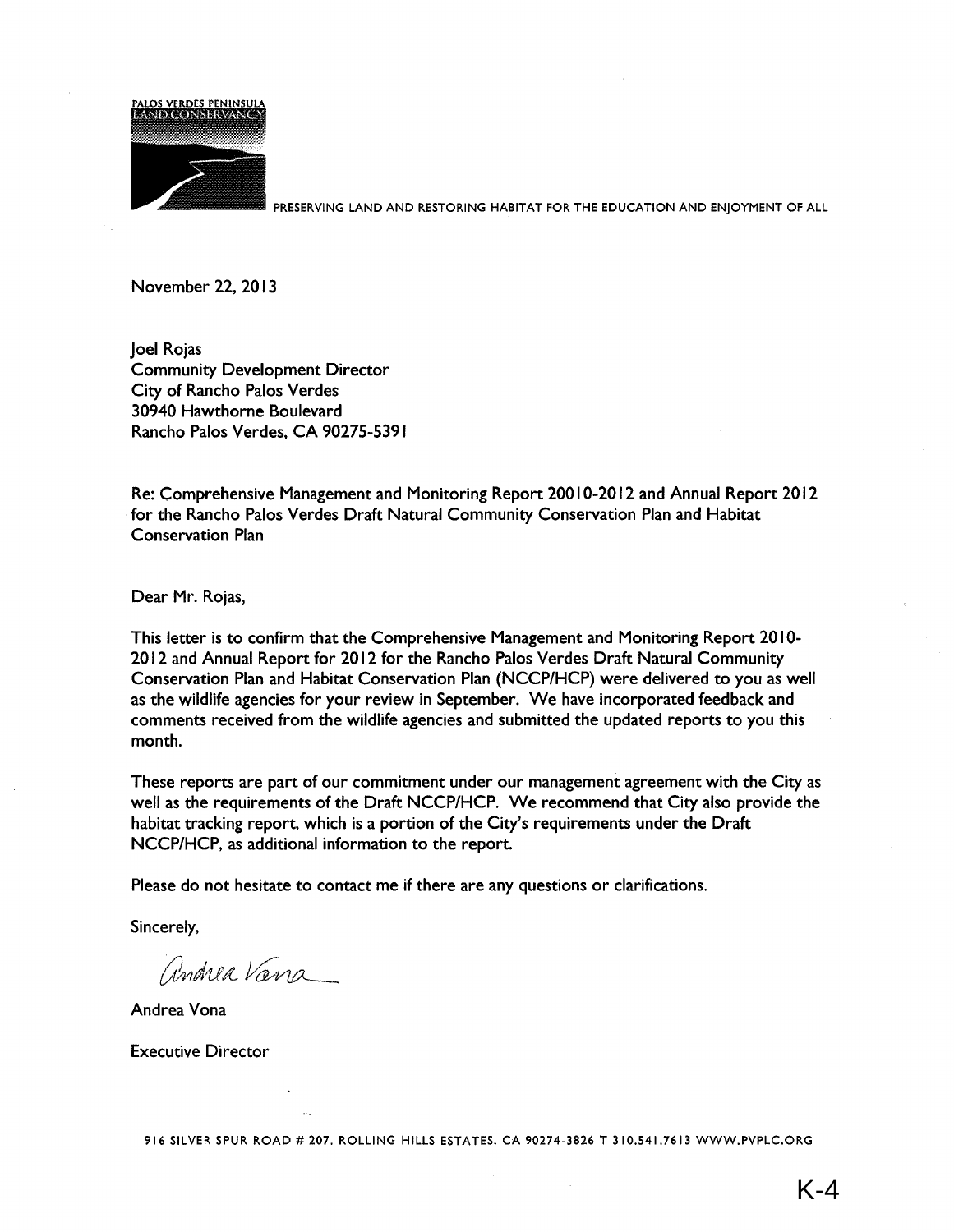PALOS VERDES PENINSULA LAND CONSERVANCY

PRESERVING LAND AND RESTORING HABITAT FOR THE EDUCATION AND ENJOYMENT OF ALL

November 22, 2013

Joel Rojas
Community Development Director
City of Rancho Palos Verdes
30940 Hawthorne Boulevard
Rancho Palos Verdes, CA 90275-5391

Re: Comprehensive Management and Monitoring Report 20010-2012 and Annual Report 2012 for the Rancho Palos Verdes Draft Natural Community Conservation Plan and Habitat Conservation Plan

Dear Mr. Rojas,

This letter is to confirm that the Comprehensive Management and Monitoring Report 2010-2012 and Annual Report for 2012 for the Rancho Palos Verdes Draft Natural Community Conservation Plan and Habitat Conservation Plan (NCCP/HCP) were delivered to you as well as the wildlife agencies for your review in September. We have incorporated feedback and comments received from the wildlife agencies and submitted the updated reports to you this month.

These reports are part of our commitment under our management agreement with the City as well as the requirements of the Draft NCCP/HCP. We recommend that City also provide the habitat tracking report, which is a portion of the City's requirements under the Draft NCCP/HCP, as additional information to the report.

Please do not hesitate to contact me if there are any questions or clarifications.

Sincerely,

Andrea Vona

Andrea Vona

Executive Director

916 SILVER SPUR ROAD # 207. ROLLING HILLS ESTATES. CA 90274-3826 T 310.541.7613 WWW.PVPLC.ORG

K-4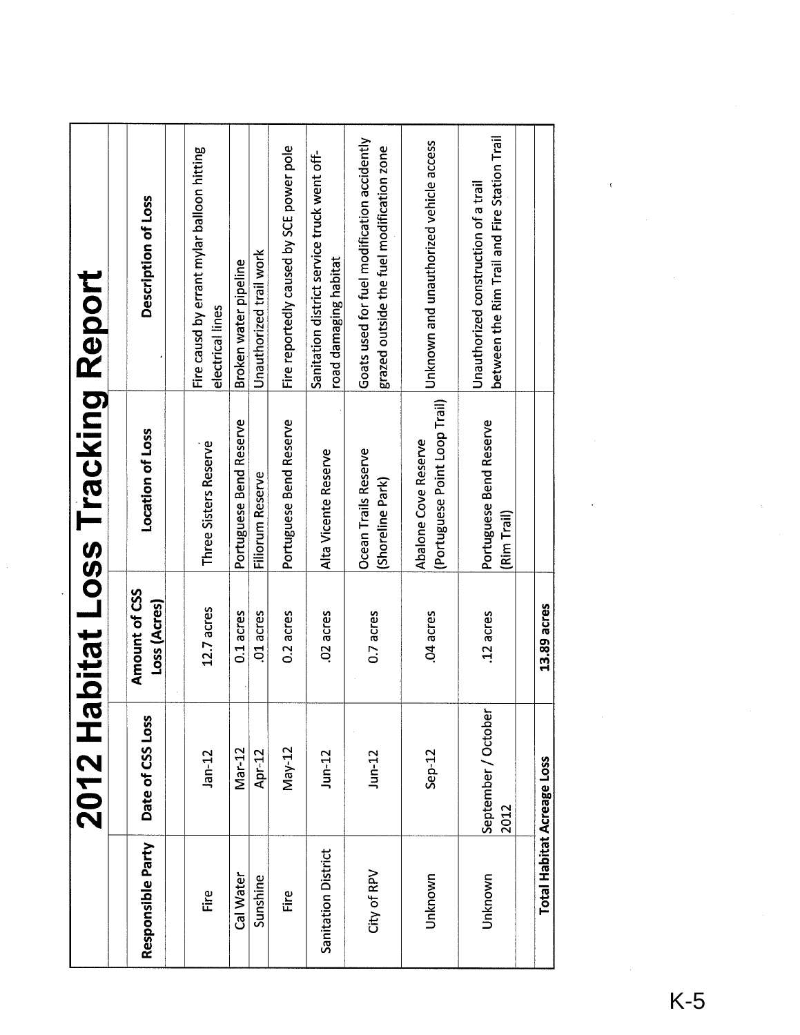# 2012 Habitat Loss Tracking Report

| Responsible Party | Date of CSS Loss | Amount of CSS Loss (Acres) | Location of Loss | Description of Loss |
|---|---|---|---|---|
| Fire | Jan-12 | 12.7 acres | Three Sisters Reserve | Fire causd by errant mylar balloon hitting electrical lines |
| Cal Water | Mar-12 | 0.1 acres | Portuguese Bend Reserve | Broken water pipeline |
| Sunshine | Apr-12 | .01 acres | Filiorum Reserve | Unauthorized trail work |
| Fire | May-12 | 0.2 acres | Portuguese Bend Reserve | Fire reportedly caused by SCE power pole |
| Sanitation District | Jun-12 | .02 acres | Alta Vicente Reserve | Sanitation district service truck went off-road damaging habitat |
| City of RPV | Jun-12 | 0.7 acres | Ocean Trails Reserve (Shoreline Park) | Goats used for fuel modification accidently grazed outside the fuel modification zone |
| Unknown | Sep-12 | .04 acres | Abalone Cove Reserve (Portuguese Point Loop Trail) | Unknown and unauthorized vehicle access |
| Unknown | September / October 2012 | .12 acres | Portuguese Bend Reserve (Rim Trail) | Unauthorized construction of a trail between the Rim Trail and Fire Station Trail |
| | | | | |
| **Total Habitat Acreage Loss** | | **13.89 acres** | | |

K-5